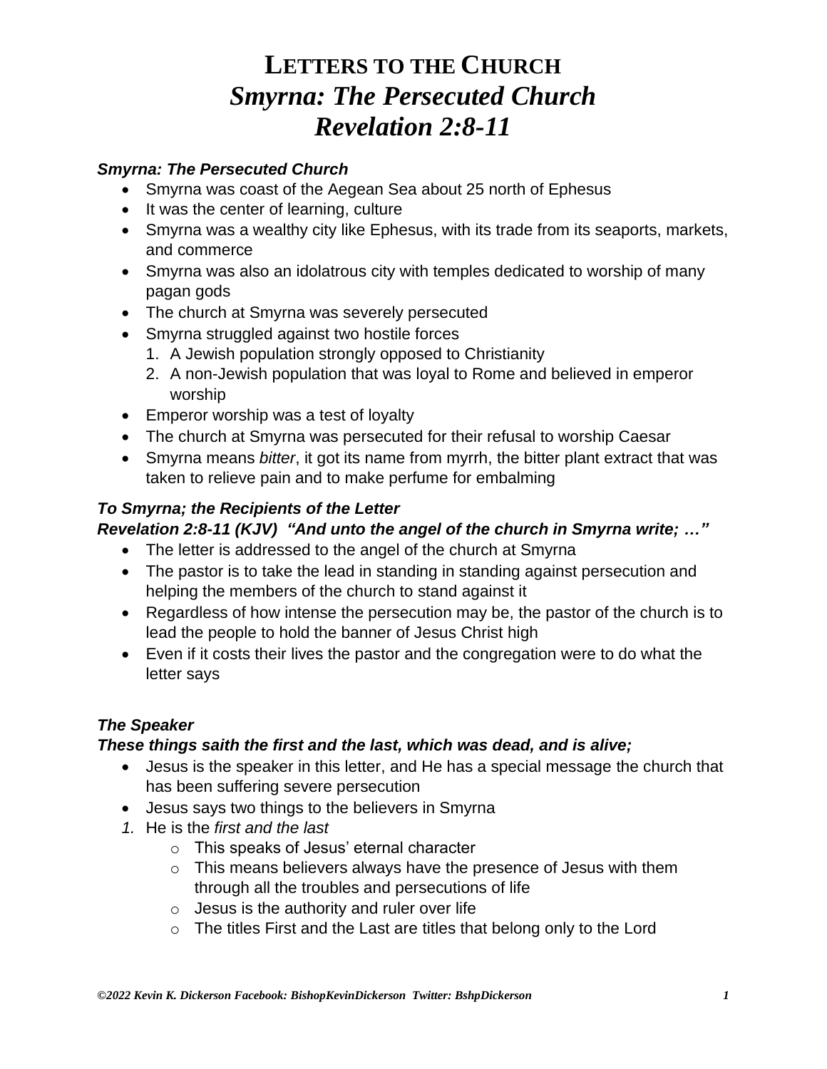# LETTERS TO THE CHURCH
# *Smyrna: The Persecuted Church*
# *Revelation 2:8-11*

***Smyrna: The Persecuted Church***

- Smyrna was coast of the Aegean Sea about 25 north of Ephesus
- It was the center of learning, culture
- Smyrna was a wealthy city like Ephesus, with its trade from its seaports, markets, and commerce
- Smyrna was also an idolatrous city with temples dedicated to worship of many pagan gods
- The church at Smyrna was severely persecuted
- Smyrna struggled against two hostile forces
  1. A Jewish population strongly opposed to Christianity
  2. A non-Jewish population that was loyal to Rome and believed in emperor worship
- Emperor worship was a test of loyalty
- The church at Smyrna was persecuted for their refusal to worship Caesar
- Smyrna means *bitter*, it got its name from myrrh, the bitter plant extract that was taken to relieve pain and to make perfume for embalming

***To Smyrna; the Recipients of the Letter***
***Revelation 2:8-11 (KJV) "And unto the angel of the church in Smyrna write; …"***

- The letter is addressed to the angel of the church at Smyrna
- The pastor is to take the lead in standing in standing against persecution and helping the members of the church to stand against it
- Regardless of how intense the persecution may be, the pastor of the church is to lead the people to hold the banner of Jesus Christ high
- Even if it costs their lives the pastor and the congregation were to do what the letter says

***The Speaker***
***These things saith the first and the last, which was dead, and is alive;***

- Jesus is the speaker in this letter, and He has a special message the church that has been suffering severe persecution
- Jesus says two things to the believers in Smyrna

1. He is the *first and the last*
   - This speaks of Jesus' eternal character
   - This means believers always have the presence of Jesus with them through all the troubles and persecutions of life
   - Jesus is the authority and ruler over life
   - The titles First and the Last are titles that belong only to the Lord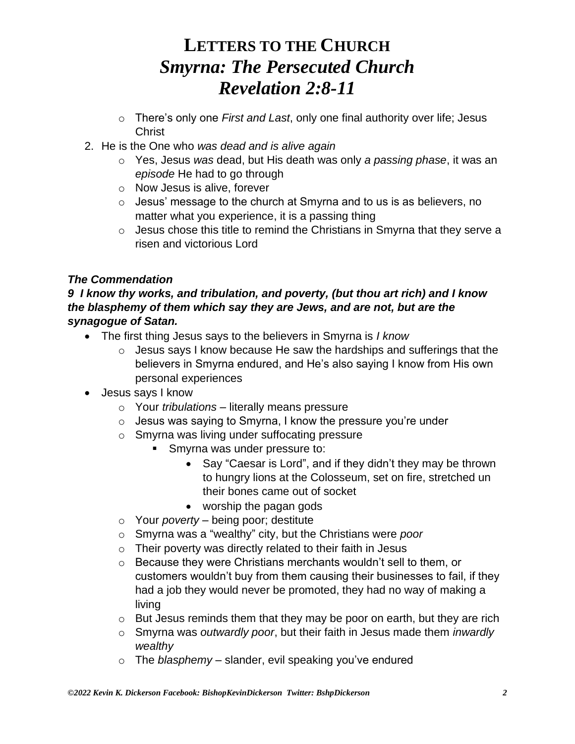# LETTERS TO THE CHURCH
## *Smyrna: The Persecuted Church*
## *Revelation 2:8-11*

- There's only one *First and Last*, only one final authority over life; Jesus Christ

2. He is the One who *was dead and is alive again*
    - Yes, Jesus *was* dead, but His death was only *a passing phase*, it was an *episode* He had to go through
    - Now Jesus is alive, forever
    - Jesus' message to the church at Smyrna and to us is as believers, no matter what you experience, it is a passing thing
    - Jesus chose this title to remind the Christians in Smyrna that they serve a risen and victorious Lord

***The Commendation***

***9 I know thy works, and tribulation, and poverty, (but thou art rich) and I know the blasphemy of them which say they are Jews, and are not, but are the synagogue of Satan.***

- The first thing Jesus says to the believers in Smyrna is *I know*
    - Jesus says I know because He saw the hardships and sufferings that the believers in Smyrna endured, and He's also saying I know from His own personal experiences
- Jesus says I know
    - Your *tribulations* – literally means pressure
    - Jesus was saying to Smyrna, I know the pressure you're under
    - Smyrna was living under suffocating pressure
        - Smyrna was under pressure to:
            - Say "Caesar is Lord", and if they didn't they may be thrown to hungry lions at the Colosseum, set on fire, stretched un their bones came out of socket
            - worship the pagan gods
    - Your *poverty* – being poor; destitute
    - Smyrna was a "wealthy" city, but the Christians were *poor*
    - Their poverty was directly related to their faith in Jesus
    - Because they were Christians merchants wouldn't sell to them, or customers wouldn't buy from them causing their businesses to fail, if they had a job they would never be promoted, they had no way of making a living
    - But Jesus reminds them that they may be poor on earth, but they are rich
    - Smyrna was *outwardly poor*, but their faith in Jesus made them *inwardly wealthy*
    - The *blasphemy* – slander, evil speaking you've endured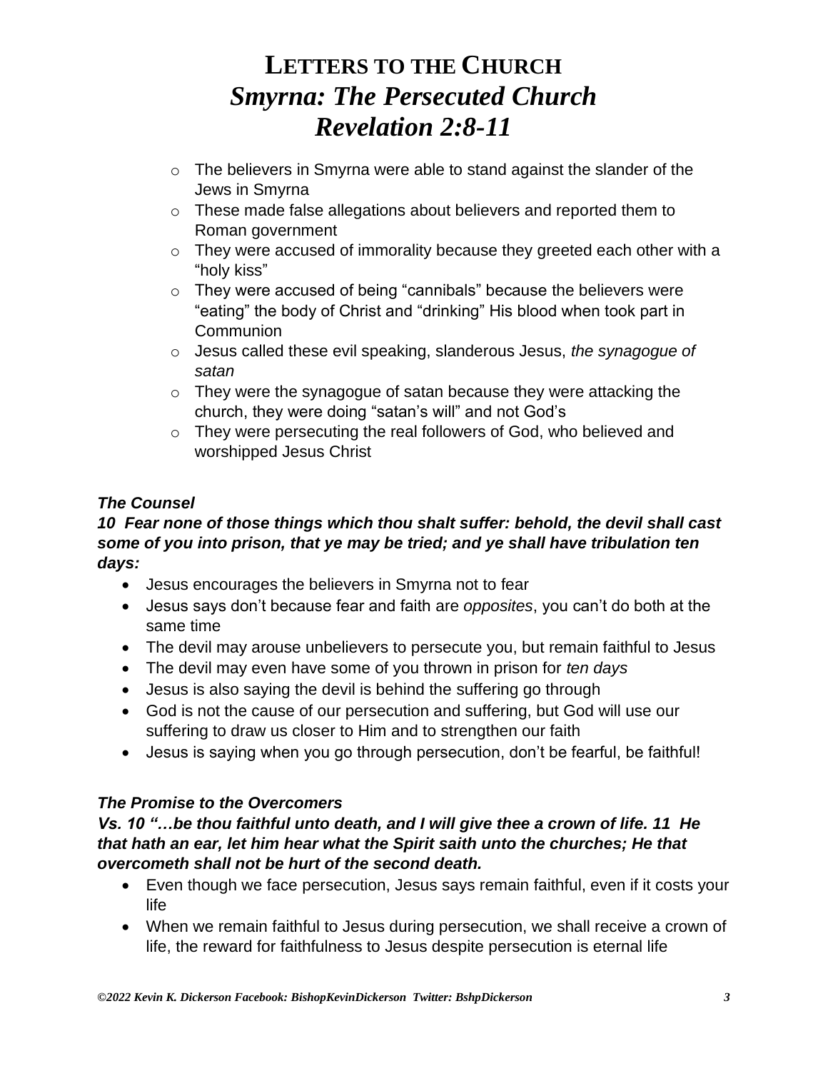# LETTERS TO THE CHURCH
# *Smyrna: The Persecuted Church*
# *Revelation 2:8-11*

- The believers in Smyrna were able to stand against the slander of the Jews in Smyrna
- These made false allegations about believers and reported them to Roman government
- They were accused of immorality because they greeted each other with a "holy kiss"
- They were accused of being "cannibals" because the believers were "eating" the body of Christ and "drinking" His blood when took part in Communion
- Jesus called these evil speaking, slanderous Jesus, *the synagogue of satan*
- They were the synagogue of satan because they were attacking the church, they were doing "satan's will" and not God's
- They were persecuting the real followers of God, who believed and worshipped Jesus Christ

***The Counsel***

***10 Fear none of those things which thou shalt suffer: behold, the devil shall cast some of you into prison, that ye may be tried; and ye shall have tribulation ten days:***

- Jesus encourages the believers in Smyrna not to fear
- Jesus says don't because fear and faith are *opposites*, you can't do both at the same time
- The devil may arouse unbelievers to persecute you, but remain faithful to Jesus
- The devil may even have some of you thrown in prison for *ten days*
- Jesus is also saying the devil is behind the suffering go through
- God is not the cause of our persecution and suffering, but God will use our suffering to draw us closer to Him and to strengthen our faith
- Jesus is saying when you go through persecution, don't be fearful, be faithful!

***The Promise to the Overcomers***

***Vs. 10 "…be thou faithful unto death, and I will give thee a crown of life. 11 He that hath an ear, let him hear what the Spirit saith unto the churches; He that overcometh shall not be hurt of the second death.***

- Even though we face persecution, Jesus says remain faithful, even if it costs your life
- When we remain faithful to Jesus during persecution, we shall receive a crown of life, the reward for faithfulness to Jesus despite persecution is eternal life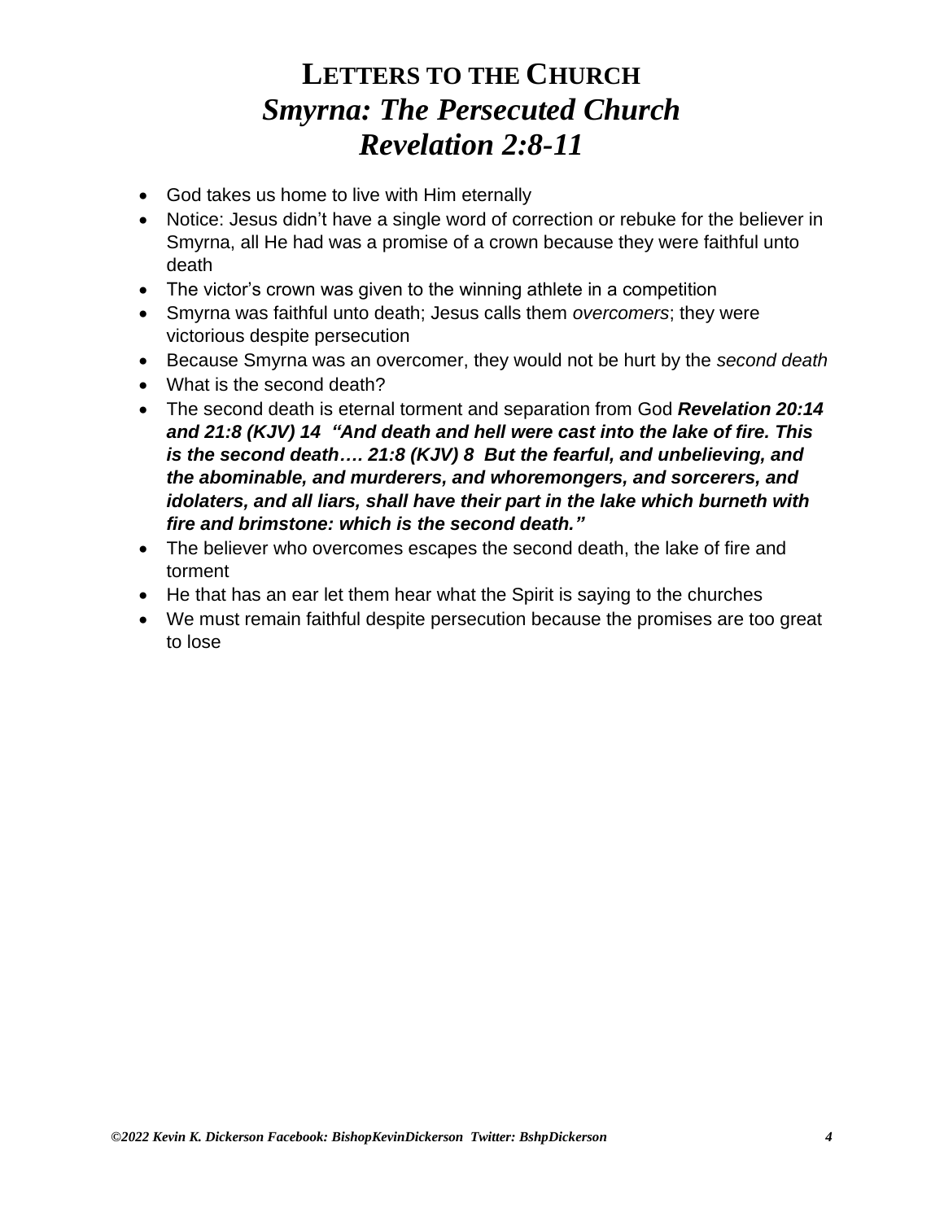# LETTERS TO THE CHURCH

## *Smyrna: The Persecuted Church*
## *Revelation 2:8-11*

- God takes us home to live with Him eternally
- Notice: Jesus didn't have a single word of correction or rebuke for the believer in Smyrna, all He had was a promise of a crown because they were faithful unto death
- The victor's crown was given to the winning athlete in a competition
- Smyrna was faithful unto death; Jesus calls them *overcomers*; they were victorious despite persecution
- Because Smyrna was an overcomer, they would not be hurt by the *second death*
- What is the second death?
- The second death is eternal torment and separation from God ***Revelation 20:14 and 21:8 (KJV) 14 "And death and hell were cast into the lake of fire. This is the second death…. 21:8 (KJV) 8 But the fearful, and unbelieving, and the abominable, and murderers, and whoremongers, and sorcerers, and idolaters, and all liars, shall have their part in the lake which burneth with fire and brimstone: which is the second death."***
- The believer who overcomes escapes the second death, the lake of fire and torment
- He that has an ear let them hear what the Spirit is saying to the churches
- We must remain faithful despite persecution because the promises are too great to lose